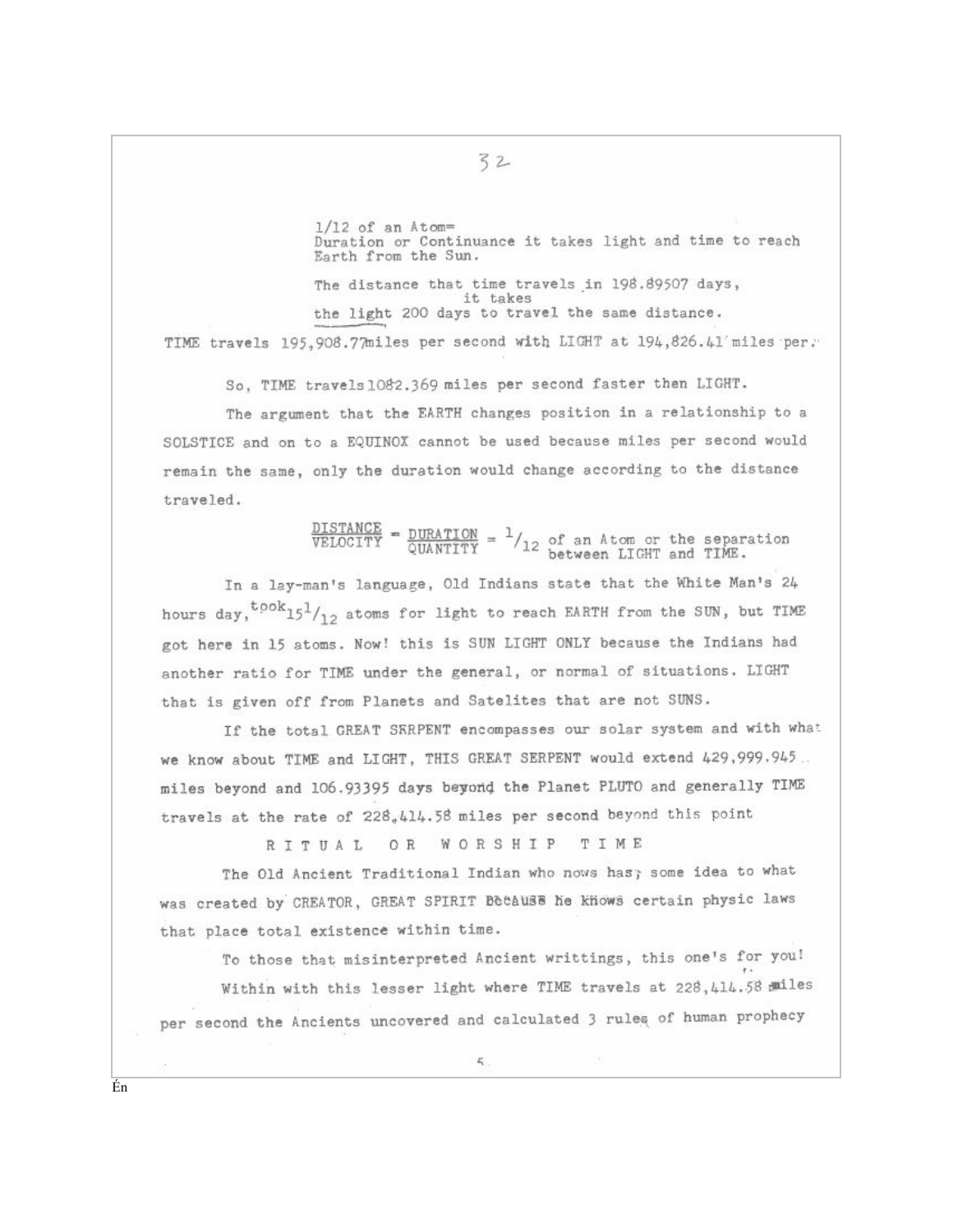1/12 of an Atom=
Duration or Continuance it takes light and time to reach Earth from the Sun.

The distance that time travels in 198.89507 days, it takes the light 200 days to travel the same distance.

TIME travels 195,908.77miles per second with LIGHT at 194,826.41 miles per.

So, TIME travels 1082.369 miles per second faster then LIGHT.

The argument that the EARTH changes position in a relationship to a SOLSTICE and on to a EQUINOX cannot be used because miles per second would remain the same, only the duration would change according to the distance traveled.

$$\frac{\text{DISTANCE}}{\text{VELOCITY}} = \frac{\text{DURATION}}{\text{QUANTITY}} = {}^{1}/_{12} \text{ of an Atom or the separation between LIGHT and TIME.}$$

In a lay-man's language, Old Indians state that the White Man's 24 hours day, took $15^{1}/_{12}$ atoms for light to reach EARTH from the SUN, but TIME got here in 15 atoms. Now! this is SUN LIGHT ONLY because the Indians had another ratio for TIME under the general, or normal of situations. LIGHT that is given off from Planets and Satelites that are not SUNS.

If the total GREAT SERPENT encompasses our solar system and with what we know about TIME and LIGHT, THIS GREAT SERPENT would extend 429,999.945 miles beyond and 106.93395 days beyond the Planet PLUTO and generally TIME travels at the rate of 228,414.58 miles per second beyond this point

## RITUAL OR WORSHIP TIME

The Old Ancient Traditional Indian who nows has; some idea to what was created by CREATOR, GREAT SPIRIT Because he knows certain physic laws that place total existence within time.

To those that misinterpreted Ancient writtings, this one's for you!

Within with this lesser light where TIME travels at 228,414.58 miles per second the Ancients uncovered and calculated 3 rules of human prophecy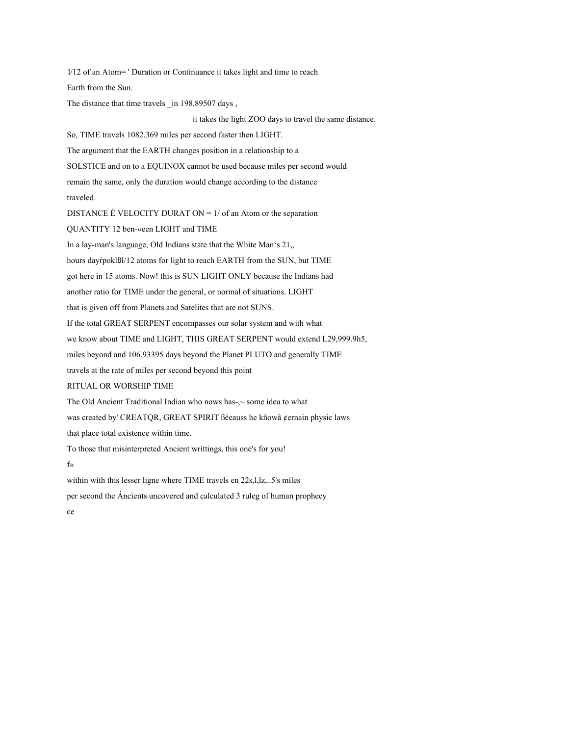l/12 of an Atom= ' Duration or Contínuance it takes light and time to reach Earth from the Sun.

The distance that time travels _in 198.89507 days ,

it takes the light ZOO days to travel the same distance.

So, TIME travels 1082.369 miles per second faster then LIGHT.

The argument that the EARTH changes position in a relationship to a SOLSTICE and on to a EQUINOX cannot be used because miles per second would remain the same, only the duration would change according to the distance traveled.

DISTANCE É VELOCITY DURAT ON = 1/ of an Atom or the separation

QUANTITY 12 ben-«een LIGHT and TIME

In a lay-man's language, Old Indians state that the White Man's 21,, hours dayŕpoklßl/12 atoms for light to reach EARTH from the SUN, but TIME got here in 15 atoms. Now! this is SUN LIGHT ONLY because the Indians had another ratio for TIME under the general, or normal of situations. LIGHT that is given off from Planets and Satelites that are not SUNS.

If the total GREAT SERPENT encompasses our solar system and with what we know about TIME and LIGHT, THIS GREAT SERPENT would extend L29,999.9h5, miles beyond and 106.93395 days beyond the Planet PLUTO and generally TIME travels at the rate of miles per second beyond this point

RITUAL OR WORSHIP TIME

The Old Ancient Traditional Indian who nows has-,~ some idea to what was created by' CREATQR, GREAT SPIRIT ßèeauss he kñowâ ¢ernain physic laws that place total existence within time.

To those that misinterpreted Ancient wríttings, this one's for you!

f»

within with this lesser ligne where TIME travels en 22s,l,lz,..5's miles per second the Áncìents uncovered and calculated 3 ruleg of human prophecy

ce